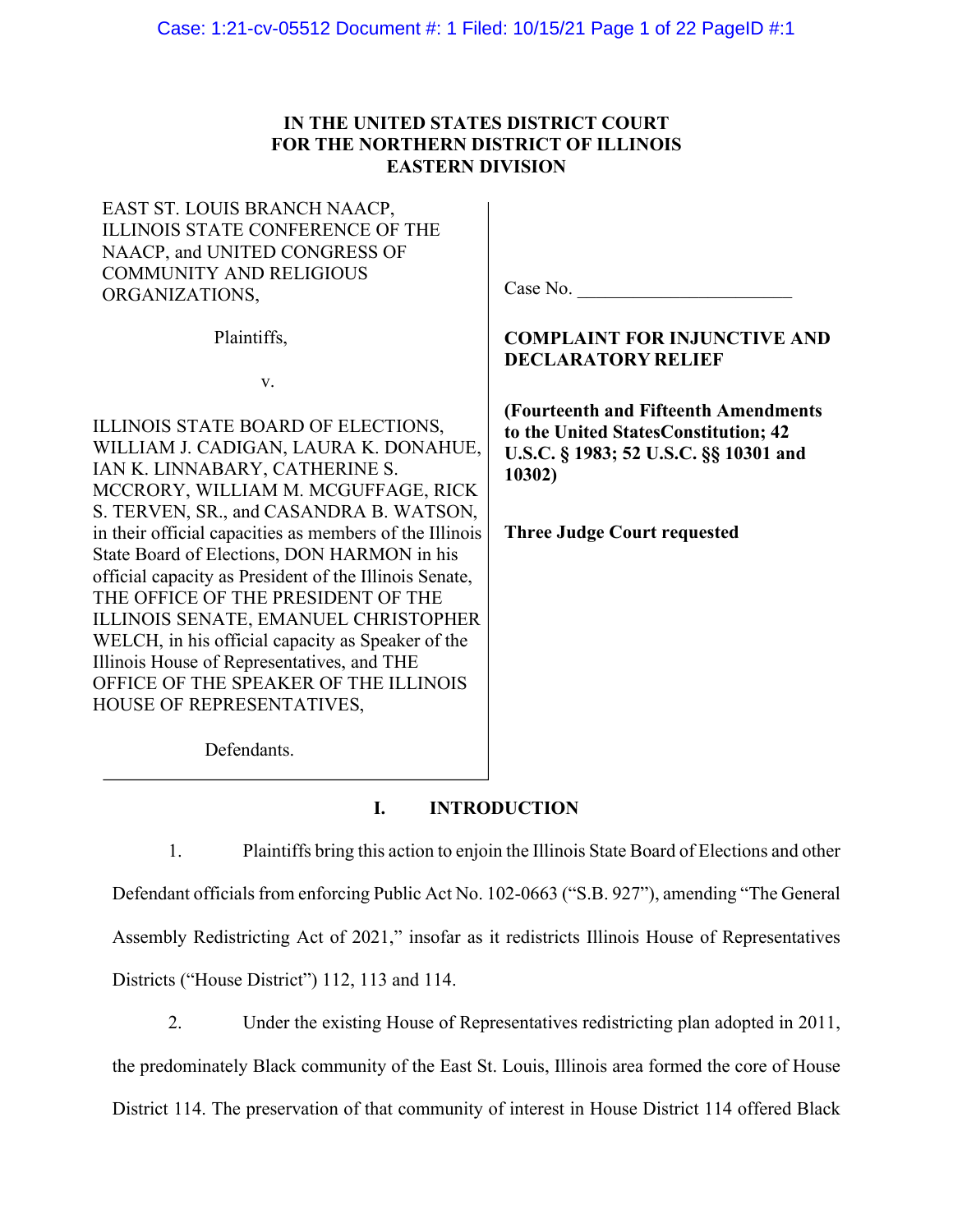IN THE UNITED STATES DISTRICT COURT
FOR THE NORTHERN DISTRICT OF ILLINOIS
EASTERN DIVISION

EAST ST. LOUIS BRANCH NAACP, ILLINOIS STATE CONFERENCE OF THE NAACP, and UNITED CONGRESS OF COMMUNITY AND RELIGIOUS ORGANIZATIONS,

Plaintiffs,

v.

ILLINOIS STATE BOARD OF ELECTIONS, WILLIAM J. CADIGAN, LAURA K. DONAHUE, IAN K. LINNABARY, CATHERINE S. MCCRORY, WILLIAM M. MCGUFFAGE, RICK S. TERVEN, SR., and CASANDRA B. WATSON, in their official capacities as members of the Illinois State Board of Elections, DON HARMON in his official capacity as President of the Illinois Senate, THE OFFICE OF THE PRESIDENT OF THE ILLINOIS SENATE, EMANUEL CHRISTOPHER WELCH, in his official capacity as Speaker of the Illinois House of Representatives, and THE OFFICE OF THE SPEAKER OF THE ILLINOIS HOUSE OF REPRESENTATIVES,

Defendants.

Case No. ______________________

**COMPLAINT FOR INJUNCTIVE AND DECLARATORY RELIEF**

**(Fourteenth and Fifteenth Amendments to the United StatesConstitution; 42 U.S.C. § 1983; 52 U.S.C. §§ 10301 and 10302)**

**Three Judge Court requested**

## I. INTRODUCTION

1. Plaintiffs bring this action to enjoin the Illinois State Board of Elections and other Defendant officials from enforcing Public Act No. 102-0663 ("S.B. 927"), amending "The General Assembly Redistricting Act of 2021," insofar as it redistricts Illinois House of Representatives Districts ("House District") 112, 113 and 114.

2. Under the existing House of Representatives redistricting plan adopted in 2011, the predominately Black community of the East St. Louis, Illinois area formed the core of House District 114. The preservation of that community of interest in House District 114 offered Black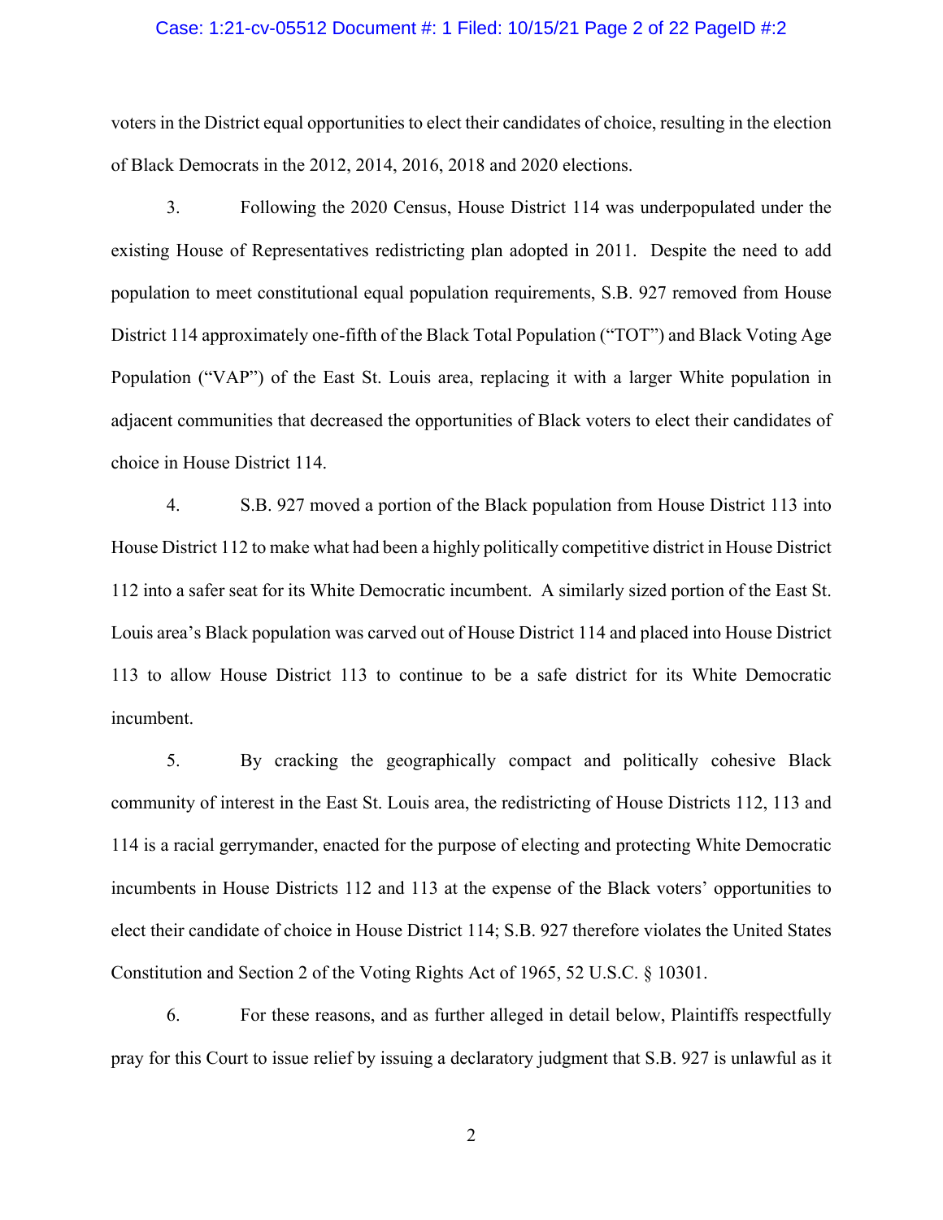voters in the District equal opportunities to elect their candidates of choice, resulting in the election of Black Democrats in the 2012, 2014, 2016, 2018 and 2020 elections.

3. Following the 2020 Census, House District 114 was underpopulated under the existing House of Representatives redistricting plan adopted in 2011. Despite the need to add population to meet constitutional equal population requirements, S.B. 927 removed from House District 114 approximately one-fifth of the Black Total Population ("TOT") and Black Voting Age Population ("VAP") of the East St. Louis area, replacing it with a larger White population in adjacent communities that decreased the opportunities of Black voters to elect their candidates of choice in House District 114.

4. S.B. 927 moved a portion of the Black population from House District 113 into House District 112 to make what had been a highly politically competitive district in House District 112 into a safer seat for its White Democratic incumbent. A similarly sized portion of the East St. Louis area's Black population was carved out of House District 114 and placed into House District 113 to allow House District 113 to continue to be a safe district for its White Democratic incumbent.

5. By cracking the geographically compact and politically cohesive Black community of interest in the East St. Louis area, the redistricting of House Districts 112, 113 and 114 is a racial gerrymander, enacted for the purpose of electing and protecting White Democratic incumbents in House Districts 112 and 113 at the expense of the Black voters' opportunities to elect their candidate of choice in House District 114; S.B. 927 therefore violates the United States Constitution and Section 2 of the Voting Rights Act of 1965, 52 U.S.C. § 10301.

6. For these reasons, and as further alleged in detail below, Plaintiffs respectfully pray for this Court to issue relief by issuing a declaratory judgment that S.B. 927 is unlawful as it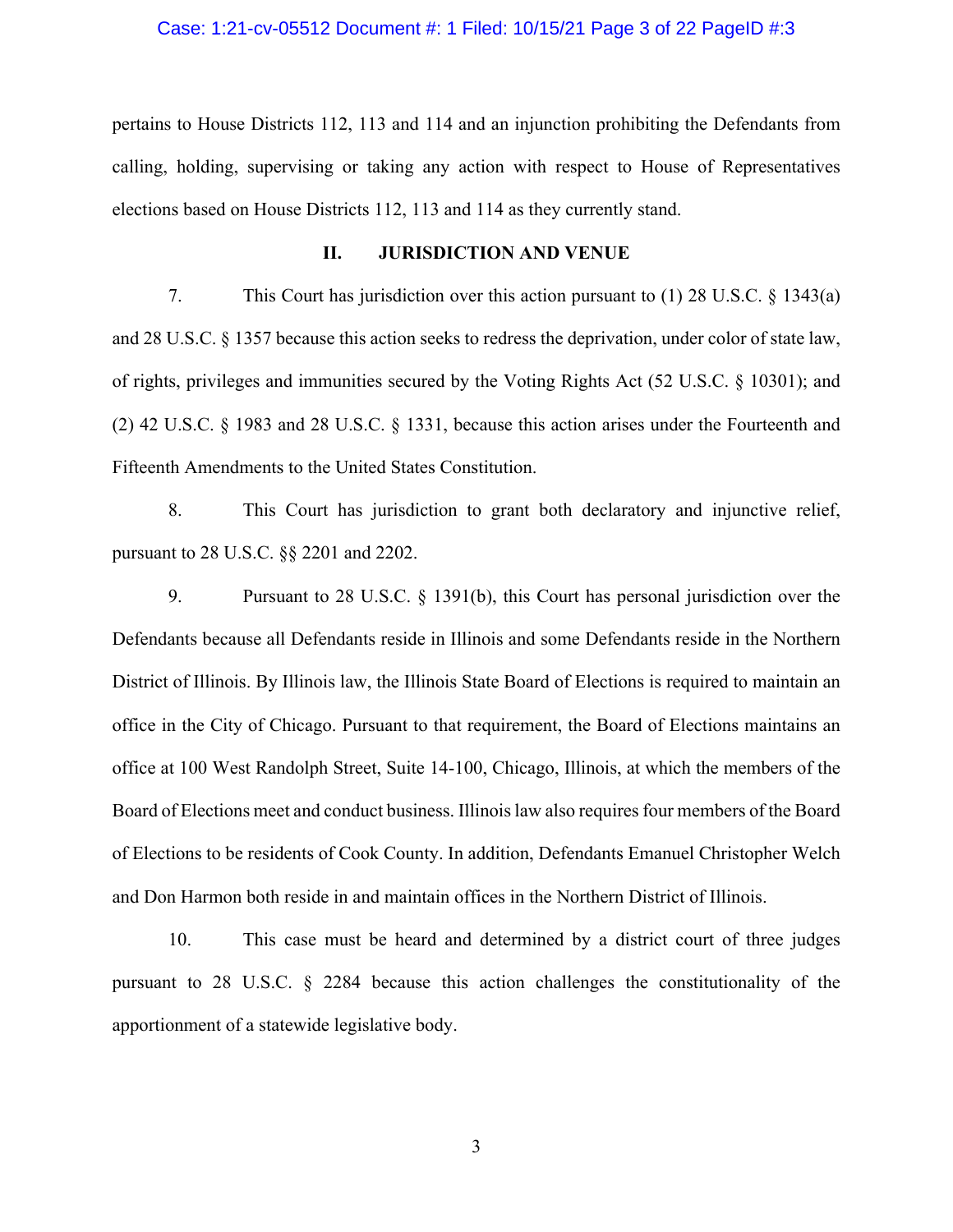pertains to House Districts 112, 113 and 114 and an injunction prohibiting the Defendants from calling, holding, supervising or taking any action with respect to House of Representatives elections based on House Districts 112, 113 and 114 as they currently stand.

## II. JURISDICTION AND VENUE

7. This Court has jurisdiction over this action pursuant to (1) 28 U.S.C. § 1343(a) and 28 U.S.C. § 1357 because this action seeks to redress the deprivation, under color of state law, of rights, privileges and immunities secured by the Voting Rights Act (52 U.S.C. § 10301); and (2) 42 U.S.C. § 1983 and 28 U.S.C. § 1331, because this action arises under the Fourteenth and Fifteenth Amendments to the United States Constitution.

8. This Court has jurisdiction to grant both declaratory and injunctive relief, pursuant to 28 U.S.C. §§ 2201 and 2202.

9. Pursuant to 28 U.S.C. § 1391(b), this Court has personal jurisdiction over the Defendants because all Defendants reside in Illinois and some Defendants reside in the Northern District of Illinois. By Illinois law, the Illinois State Board of Elections is required to maintain an office in the City of Chicago. Pursuant to that requirement, the Board of Elections maintains an office at 100 West Randolph Street, Suite 14-100, Chicago, Illinois, at which the members of the Board of Elections meet and conduct business. Illinois law also requires four members of the Board of Elections to be residents of Cook County. In addition, Defendants Emanuel Christopher Welch and Don Harmon both reside in and maintain offices in the Northern District of Illinois.

10. This case must be heard and determined by a district court of three judges pursuant to 28 U.S.C. § 2284 because this action challenges the constitutionality of the apportionment of a statewide legislative body.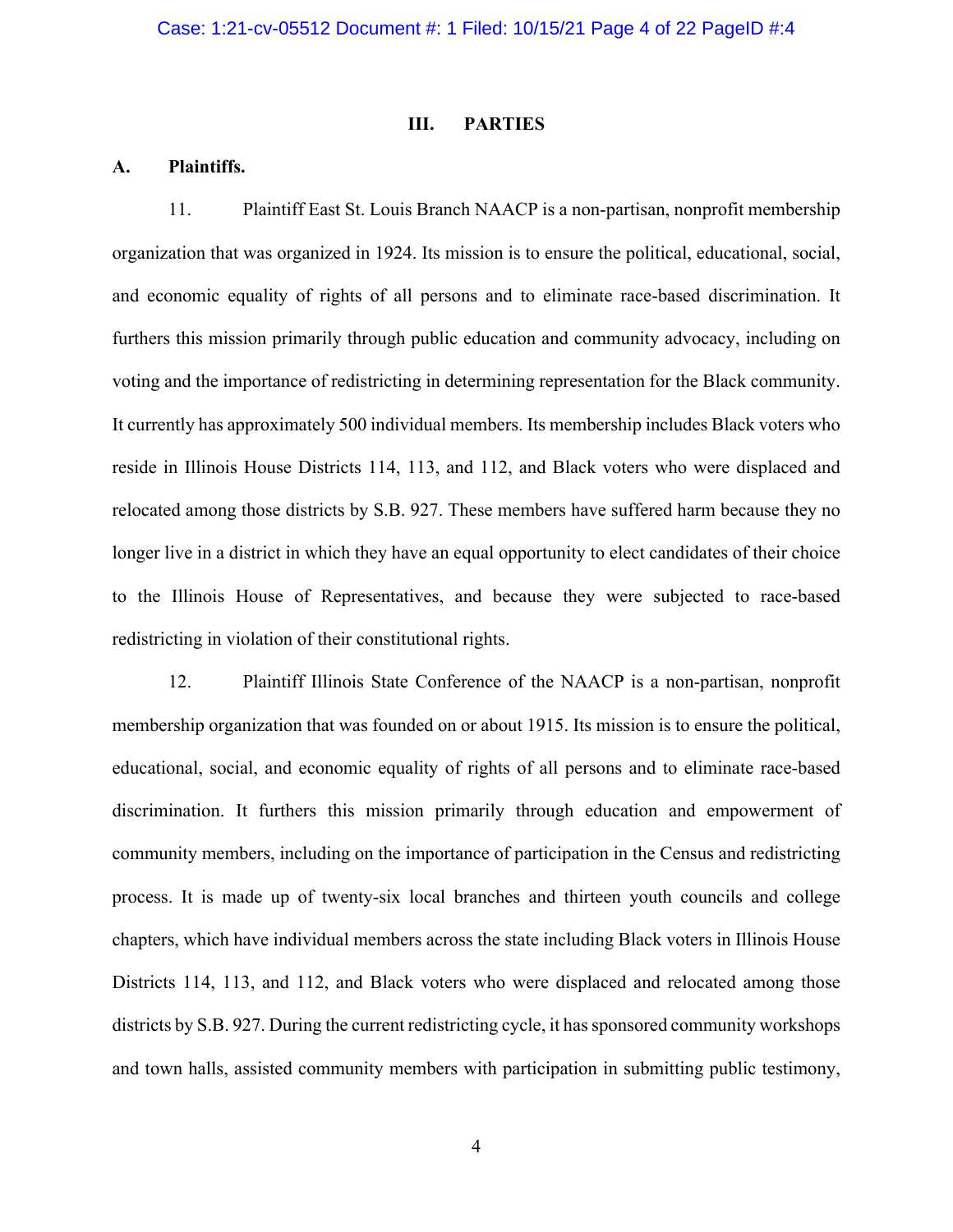## III. PARTIES

### A. Plaintiffs.

11. Plaintiff East St. Louis Branch NAACP is a non-partisan, nonprofit membership organization that was organized in 1924. Its mission is to ensure the political, educational, social, and economic equality of rights of all persons and to eliminate race-based discrimination. It furthers this mission primarily through public education and community advocacy, including on voting and the importance of redistricting in determining representation for the Black community. It currently has approximately 500 individual members. Its membership includes Black voters who reside in Illinois House Districts 114, 113, and 112, and Black voters who were displaced and relocated among those districts by S.B. 927. These members have suffered harm because they no longer live in a district in which they have an equal opportunity to elect candidates of their choice to the Illinois House of Representatives, and because they were subjected to race-based redistricting in violation of their constitutional rights.

12. Plaintiff Illinois State Conference of the NAACP is a non-partisan, nonprofit membership organization that was founded on or about 1915. Its mission is to ensure the political, educational, social, and economic equality of rights of all persons and to eliminate race-based discrimination. It furthers this mission primarily through education and empowerment of community members, including on the importance of participation in the Census and redistricting process. It is made up of twenty-six local branches and thirteen youth councils and college chapters, which have individual members across the state including Black voters in Illinois House Districts 114, 113, and 112, and Black voters who were displaced and relocated among those districts by S.B. 927. During the current redistricting cycle, it has sponsored community workshops and town halls, assisted community members with participation in submitting public testimony,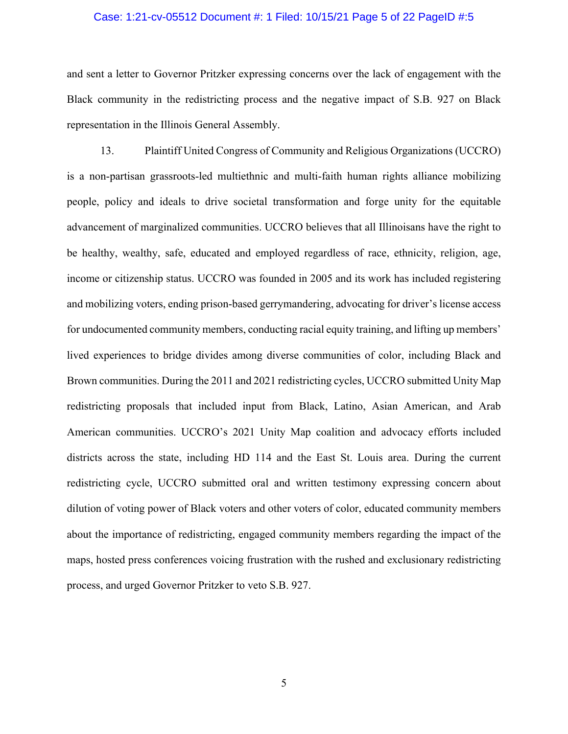and sent a letter to Governor Pritzker expressing concerns over the lack of engagement with the Black community in the redistricting process and the negative impact of S.B. 927 on Black representation in the Illinois General Assembly.

13. Plaintiff United Congress of Community and Religious Organizations (UCCRO) is a non-partisan grassroots-led multiethnic and multi-faith human rights alliance mobilizing people, policy and ideals to drive societal transformation and forge unity for the equitable advancement of marginalized communities. UCCRO believes that all Illinoisans have the right to be healthy, wealthy, safe, educated and employed regardless of race, ethnicity, religion, age, income or citizenship status. UCCRO was founded in 2005 and its work has included registering and mobilizing voters, ending prison-based gerrymandering, advocating for driver's license access for undocumented community members, conducting racial equity training, and lifting up members' lived experiences to bridge divides among diverse communities of color, including Black and Brown communities. During the 2011 and 2021 redistricting cycles, UCCRO submitted Unity Map redistricting proposals that included input from Black, Latino, Asian American, and Arab American communities. UCCRO's 2021 Unity Map coalition and advocacy efforts included districts across the state, including HD 114 and the East St. Louis area. During the current redistricting cycle, UCCRO submitted oral and written testimony expressing concern about dilution of voting power of Black voters and other voters of color, educated community members about the importance of redistricting, engaged community members regarding the impact of the maps, hosted press conferences voicing frustration with the rushed and exclusionary redistricting process, and urged Governor Pritzker to veto S.B. 927.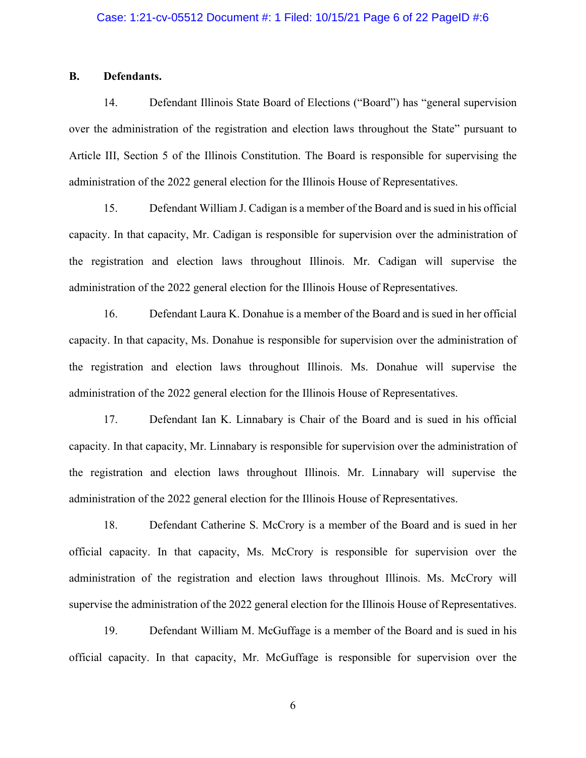## B. Defendants.

14. Defendant Illinois State Board of Elections ("Board") has "general supervision over the administration of the registration and election laws throughout the State" pursuant to Article III, Section 5 of the Illinois Constitution. The Board is responsible for supervising the administration of the 2022 general election for the Illinois House of Representatives.

15. Defendant William J. Cadigan is a member of the Board and is sued in his official capacity. In that capacity, Mr. Cadigan is responsible for supervision over the administration of the registration and election laws throughout Illinois. Mr. Cadigan will supervise the administration of the 2022 general election for the Illinois House of Representatives.

16. Defendant Laura K. Donahue is a member of the Board and is sued in her official capacity. In that capacity, Ms. Donahue is responsible for supervision over the administration of the registration and election laws throughout Illinois. Ms. Donahue will supervise the administration of the 2022 general election for the Illinois House of Representatives.

17. Defendant Ian K. Linnabary is Chair of the Board and is sued in his official capacity. In that capacity, Mr. Linnabary is responsible for supervision over the administration of the registration and election laws throughout Illinois. Mr. Linnabary will supervise the administration of the 2022 general election for the Illinois House of Representatives.

18. Defendant Catherine S. McCrory is a member of the Board and is sued in her official capacity. In that capacity, Ms. McCrory is responsible for supervision over the administration of the registration and election laws throughout Illinois. Ms. McCrory will supervise the administration of the 2022 general election for the Illinois House of Representatives.

19. Defendant William M. McGuffage is a member of the Board and is sued in his official capacity. In that capacity, Mr. McGuffage is responsible for supervision over the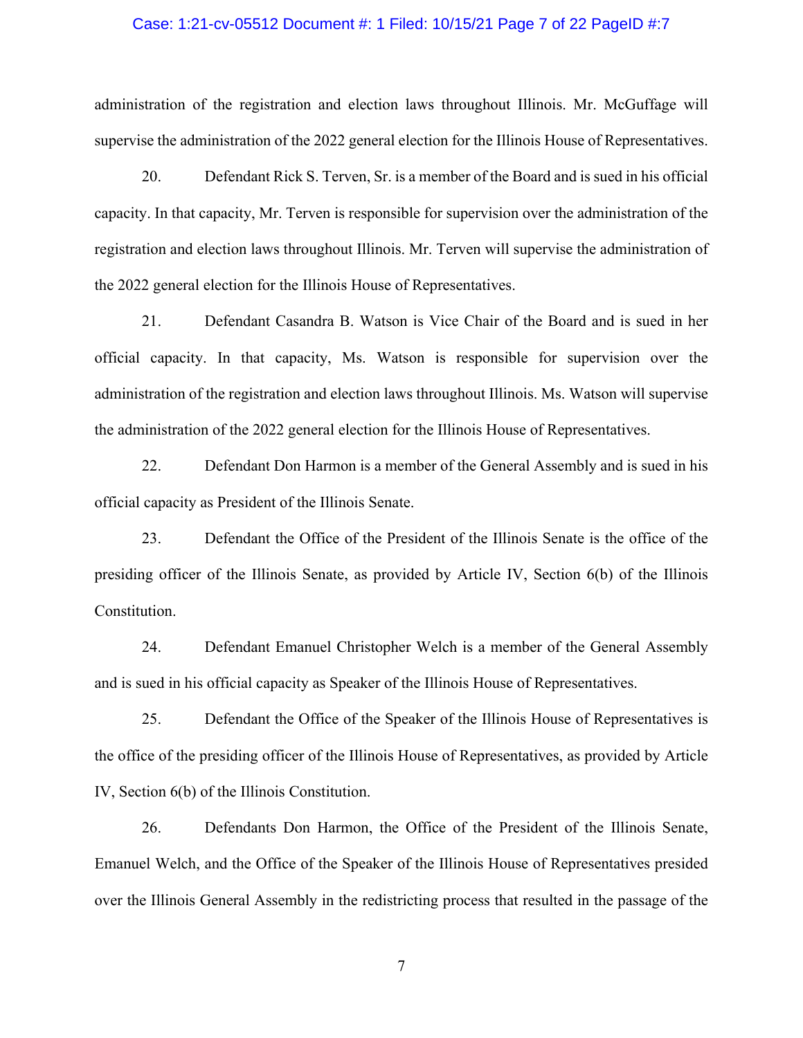administration of the registration and election laws throughout Illinois. Mr. McGuffage will supervise the administration of the 2022 general election for the Illinois House of Representatives.

20. Defendant Rick S. Terven, Sr. is a member of the Board and is sued in his official capacity. In that capacity, Mr. Terven is responsible for supervision over the administration of the registration and election laws throughout Illinois. Mr. Terven will supervise the administration of the 2022 general election for the Illinois House of Representatives.

21. Defendant Casandra B. Watson is Vice Chair of the Board and is sued in her official capacity. In that capacity, Ms. Watson is responsible for supervision over the administration of the registration and election laws throughout Illinois. Ms. Watson will supervise the administration of the 2022 general election for the Illinois House of Representatives.

22. Defendant Don Harmon is a member of the General Assembly and is sued in his official capacity as President of the Illinois Senate.

23. Defendant the Office of the President of the Illinois Senate is the office of the presiding officer of the Illinois Senate, as provided by Article IV, Section 6(b) of the Illinois Constitution.

24. Defendant Emanuel Christopher Welch is a member of the General Assembly and is sued in his official capacity as Speaker of the Illinois House of Representatives.

25. Defendant the Office of the Speaker of the Illinois House of Representatives is the office of the presiding officer of the Illinois House of Representatives, as provided by Article IV, Section 6(b) of the Illinois Constitution.

26. Defendants Don Harmon, the Office of the President of the Illinois Senate, Emanuel Welch, and the Office of the Speaker of the Illinois House of Representatives presided over the Illinois General Assembly in the redistricting process that resulted in the passage of the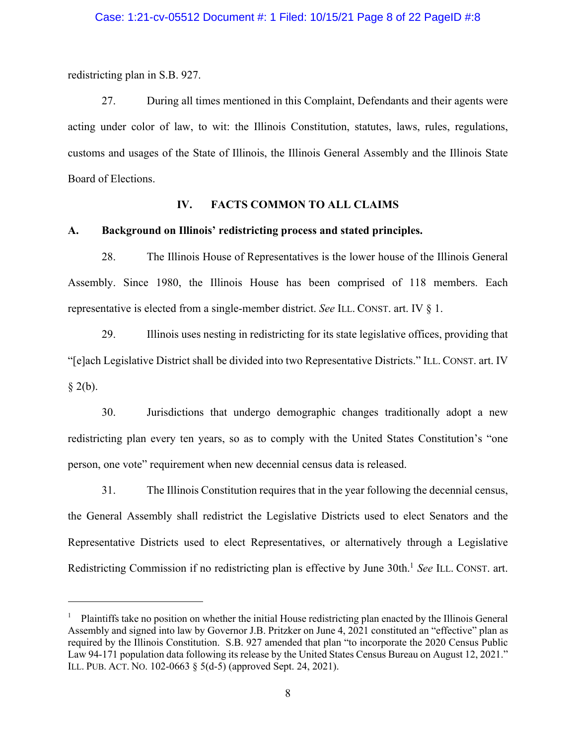redistricting plan in S.B. 927.

27. During all times mentioned in this Complaint, Defendants and their agents were acting under color of law, to wit: the Illinois Constitution, statutes, laws, rules, regulations, customs and usages of the State of Illinois, the Illinois General Assembly and the Illinois State Board of Elections.

## IV. FACTS COMMON TO ALL CLAIMS

### A. Background on Illinois' redistricting process and stated principles.

28. The Illinois House of Representatives is the lower house of the Illinois General Assembly. Since 1980, the Illinois House has been comprised of 118 members. Each representative is elected from a single-member district. *See* ILL. CONST. art. IV § 1.

29. Illinois uses nesting in redistricting for its state legislative offices, providing that "[e]ach Legislative District shall be divided into two Representative Districts." ILL. CONST. art. IV § 2(b).

30. Jurisdictions that undergo demographic changes traditionally adopt a new redistricting plan every ten years, so as to comply with the United States Constitution's "one person, one vote" requirement when new decennial census data is released.

31. The Illinois Constitution requires that in the year following the decennial census, the General Assembly shall redistrict the Legislative Districts used to elect Senators and the Representative Districts used to elect Representatives, or alternatively through a Legislative Redistricting Commission if no redistricting plan is effective by June 30th.[1] *See* ILL. CONST. art.

[1] Plaintiffs take no position on whether the initial House redistricting plan enacted by the Illinois General Assembly and signed into law by Governor J.B. Pritzker on June 4, 2021 constituted an "effective" plan as required by the Illinois Constitution. S.B. 927 amended that plan "to incorporate the 2020 Census Public Law 94-171 population data following its release by the United States Census Bureau on August 12, 2021." ILL. PUB. ACT. NO. 102-0663 § 5(d-5) (approved Sept. 24, 2021).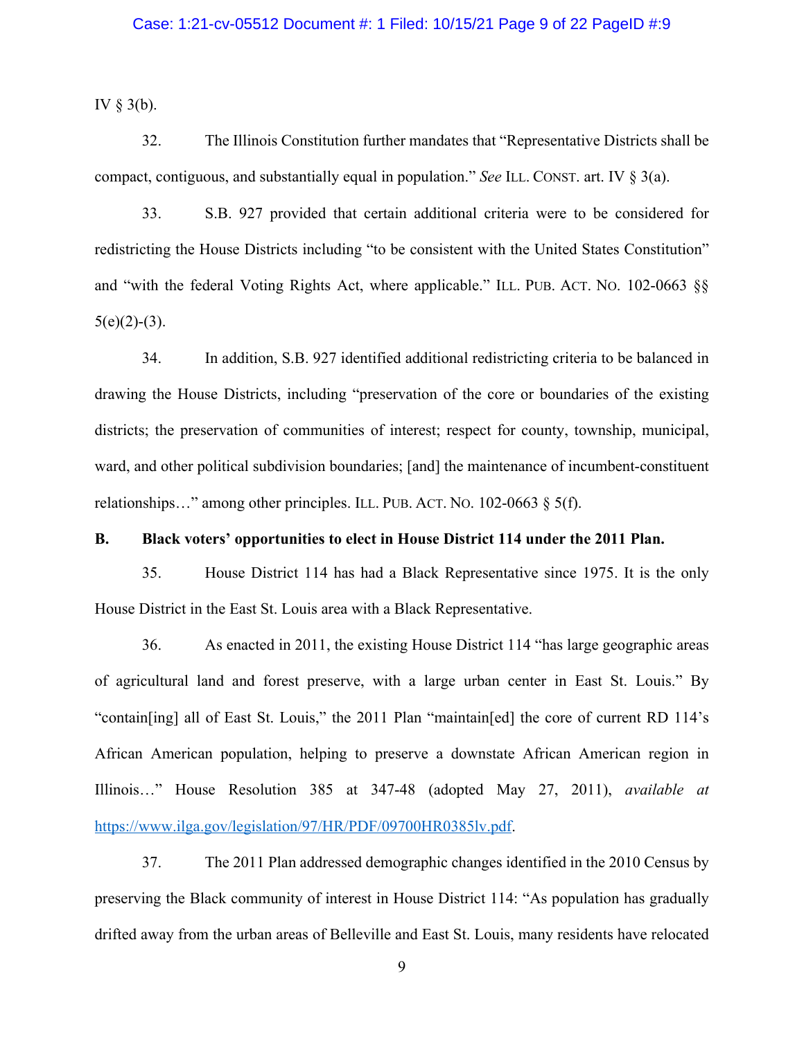IV § 3(b).

32. The Illinois Constitution further mandates that "Representative Districts shall be compact, contiguous, and substantially equal in population." *See* ILL. CONST. art. IV § 3(a).

33. S.B. 927 provided that certain additional criteria were to be considered for redistricting the House Districts including "to be consistent with the United States Constitution" and "with the federal Voting Rights Act, where applicable." ILL. PUB. ACT. NO. 102-0663 §§ 5(e)(2)-(3).

34. In addition, S.B. 927 identified additional redistricting criteria to be balanced in drawing the House Districts, including "preservation of the core or boundaries of the existing districts; the preservation of communities of interest; respect for county, township, municipal, ward, and other political subdivision boundaries; [and] the maintenance of incumbent-constituent relationships…" among other principles. ILL. PUB. ACT. NO. 102-0663 § 5(f).

**B. Black voters' opportunities to elect in House District 114 under the 2011 Plan.**

35. House District 114 has had a Black Representative since 1975. It is the only House District in the East St. Louis area with a Black Representative.

36. As enacted in 2011, the existing House District 114 "has large geographic areas of agricultural land and forest preserve, with a large urban center in East St. Louis." By "contain[ing] all of East St. Louis," the 2011 Plan "maintain[ed] the core of current RD 114's African American population, helping to preserve a downstate African American region in Illinois…" House Resolution 385 at 347-48 (adopted May 27, 2011), *available at* https://www.ilga.gov/legislation/97/HR/PDF/09700HR0385lv.pdf.

37. The 2011 Plan addressed demographic changes identified in the 2010 Census by preserving the Black community of interest in House District 114: "As population has gradually drifted away from the urban areas of Belleville and East St. Louis, many residents have relocated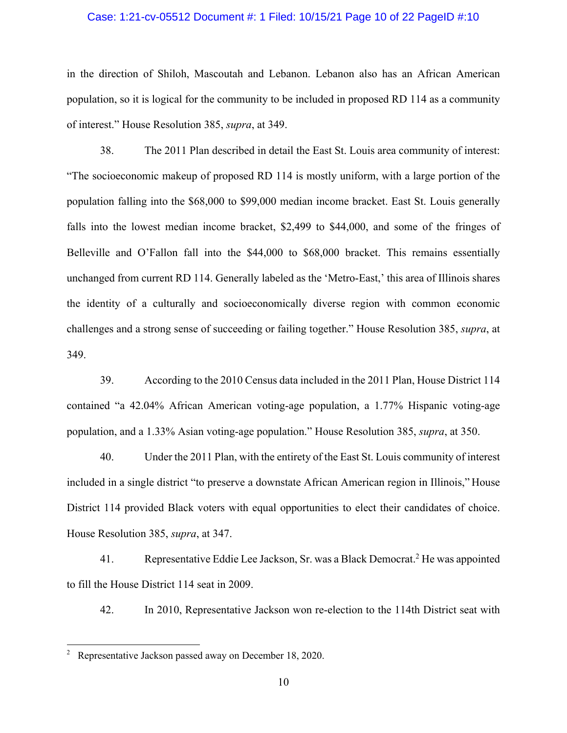in the direction of Shiloh, Mascoutah and Lebanon. Lebanon also has an African American population, so it is logical for the community to be included in proposed RD 114 as a community of interest." House Resolution 385, *supra*, at 349.

38. The 2011 Plan described in detail the East St. Louis area community of interest: "The socioeconomic makeup of proposed RD 114 is mostly uniform, with a large portion of the population falling into the $68,000 to $99,000 median income bracket. East St. Louis generally falls into the lowest median income bracket, $2,499 to $44,000, and some of the fringes of Belleville and O'Fallon fall into the $44,000 to $68,000 bracket. This remains essentially unchanged from current RD 114. Generally labeled as the 'Metro-East,' this area of Illinois shares the identity of a culturally and socioeconomically diverse region with common economic challenges and a strong sense of succeeding or failing together." House Resolution 385, *supra*, at 349.

39. According to the 2010 Census data included in the 2011 Plan, House District 114 contained "a 42.04% African American voting-age population, a 1.77% Hispanic voting-age population, and a 1.33% Asian voting-age population." House Resolution 385, *supra*, at 350.

40. Under the 2011 Plan, with the entirety of the East St. Louis community of interest included in a single district "to preserve a downstate African American region in Illinois," House District 114 provided Black voters with equal opportunities to elect their candidates of choice. House Resolution 385, *supra*, at 347.

41. Representative Eddie Lee Jackson, Sr. was a Black Democrat.[2] He was appointed to fill the House District 114 seat in 2009.

42. In 2010, Representative Jackson won re-election to the 114th District seat with

---

[2] Representative Jackson passed away on December 18, 2020.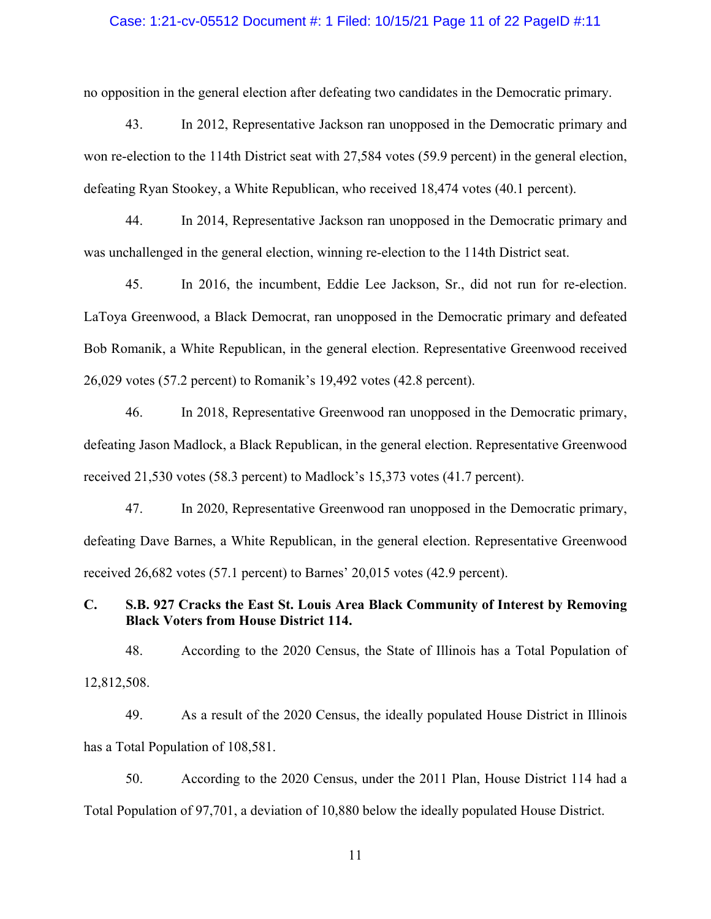no opposition in the general election after defeating two candidates in the Democratic primary.

43. In 2012, Representative Jackson ran unopposed in the Democratic primary and won re-election to the 114th District seat with 27,584 votes (59.9 percent) in the general election, defeating Ryan Stookey, a White Republican, who received 18,474 votes (40.1 percent).

44. In 2014, Representative Jackson ran unopposed in the Democratic primary and was unchallenged in the general election, winning re-election to the 114th District seat.

45. In 2016, the incumbent, Eddie Lee Jackson, Sr., did not run for re-election. LaToya Greenwood, a Black Democrat, ran unopposed in the Democratic primary and defeated Bob Romanik, a White Republican, in the general election. Representative Greenwood received 26,029 votes (57.2 percent) to Romanik's 19,492 votes (42.8 percent).

46. In 2018, Representative Greenwood ran unopposed in the Democratic primary, defeating Jason Madlock, a Black Republican, in the general election. Representative Greenwood received 21,530 votes (58.3 percent) to Madlock's 15,373 votes (41.7 percent).

47. In 2020, Representative Greenwood ran unopposed in the Democratic primary, defeating Dave Barnes, a White Republican, in the general election. Representative Greenwood received 26,682 votes (57.1 percent) to Barnes' 20,015 votes (42.9 percent).

### C. S.B. 927 Cracks the East St. Louis Area Black Community of Interest by Removing Black Voters from House District 114.

48. According to the 2020 Census, the State of Illinois has a Total Population of 12,812,508.

49. As a result of the 2020 Census, the ideally populated House District in Illinois has a Total Population of 108,581.

50. According to the 2020 Census, under the 2011 Plan, House District 114 had a Total Population of 97,701, a deviation of 10,880 below the ideally populated House District.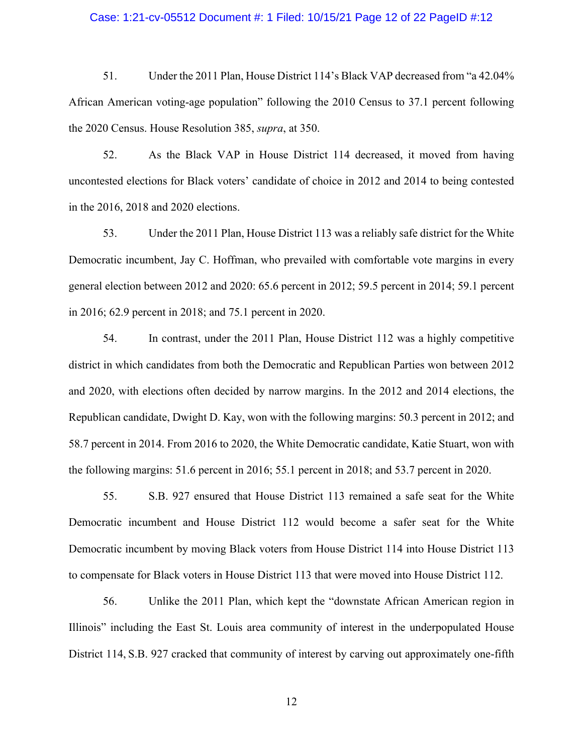51. Under the 2011 Plan, House District 114's Black VAP decreased from "a 42.04% African American voting-age population" following the 2010 Census to 37.1 percent following the 2020 Census. House Resolution 385, *supra*, at 350.

52. As the Black VAP in House District 114 decreased, it moved from having uncontested elections for Black voters' candidate of choice in 2012 and 2014 to being contested in the 2016, 2018 and 2020 elections.

53. Under the 2011 Plan, House District 113 was a reliably safe district for the White Democratic incumbent, Jay C. Hoffman, who prevailed with comfortable vote margins in every general election between 2012 and 2020: 65.6 percent in 2012; 59.5 percent in 2014; 59.1 percent in 2016; 62.9 percent in 2018; and 75.1 percent in 2020.

54. In contrast, under the 2011 Plan, House District 112 was a highly competitive district in which candidates from both the Democratic and Republican Parties won between 2012 and 2020, with elections often decided by narrow margins. In the 2012 and 2014 elections, the Republican candidate, Dwight D. Kay, won with the following margins: 50.3 percent in 2012; and 58.7 percent in 2014. From 2016 to 2020, the White Democratic candidate, Katie Stuart, won with the following margins: 51.6 percent in 2016; 55.1 percent in 2018; and 53.7 percent in 2020.

55. S.B. 927 ensured that House District 113 remained a safe seat for the White Democratic incumbent and House District 112 would become a safer seat for the White Democratic incumbent by moving Black voters from House District 114 into House District 113 to compensate for Black voters in House District 113 that were moved into House District 112.

56. Unlike the 2011 Plan, which kept the "downstate African American region in Illinois" including the East St. Louis area community of interest in the underpopulated House District 114, S.B. 927 cracked that community of interest by carving out approximately one-fifth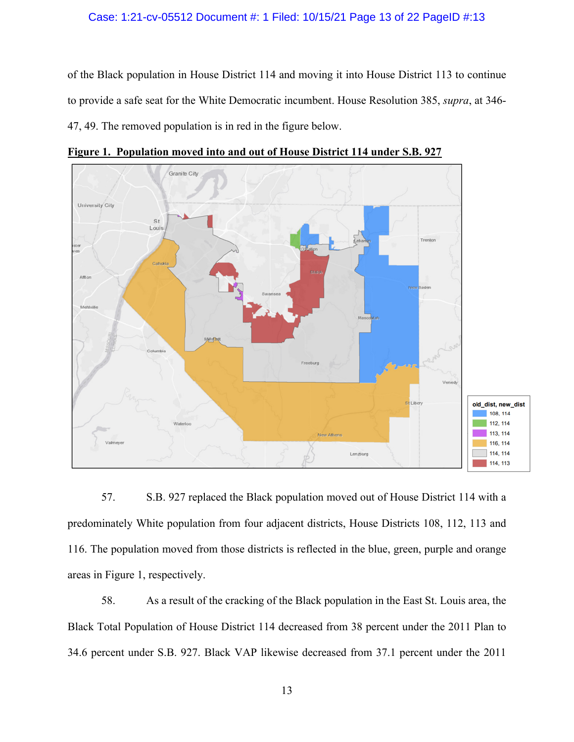of the Black population in House District 114 and moving it into House District 113 to continue to provide a safe seat for the White Democratic incumbent. House Resolution 385, *supra*, at 346-47, 49. The removed population is in red in the figure below.

**Figure 1. Population moved into and out of House District 114 under S.B. 927**

| old_dist, new_dist |
| --- |
| 108, 114 |
| 112, 114 |
| 113, 114 |
| 116, 114 |
| 114, 114 |
| 114, 113 |

57. S.B. 927 replaced the Black population moved out of House District 114 with a predominately White population from four adjacent districts, House Districts 108, 112, 113 and 116. The population moved from those districts is reflected in the blue, green, purple and orange areas in Figure 1, respectively.

58. As a result of the cracking of the Black population in the East St. Louis area, the Black Total Population of House District 114 decreased from 38 percent under the 2011 Plan to 34.6 percent under S.B. 927. Black VAP likewise decreased from 37.1 percent under the 2011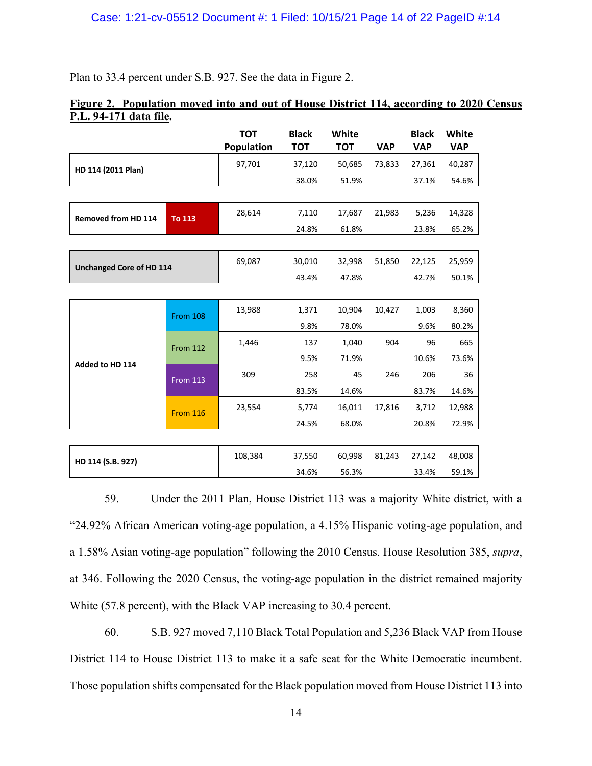Plan to 33.4 percent under S.B. 927. See the data in Figure 2.

**Figure 2. Population moved into and out of House District 114, according to 2020 Census P.L. 94-171 data file.**

| | | TOT Population | Black TOT | White TOT | VAP | Black VAP | White VAP |
|---|---|---|---|---|---|---|---|
| **HD 114 (2011 Plan)** | | 97,701 | 37,120 | 50,685 | 73,833 | 27,361 | 40,287 |
| | | | 38.0% | 51.9% | | 37.1% | 54.6% |
| **Removed from HD 114** | **To 113** | 28,614 | 7,110 | 17,687 | 21,983 | 5,236 | 14,328 |
| | | | 24.8% | 61.8% | | 23.8% | 65.2% |
| **Unchanged Core of HD 114** | | 69,087 | 30,010 | 32,998 | 51,850 | 22,125 | 25,959 |
| | | | 43.4% | 47.8% | | 42.7% | 50.1% |
| **Added to HD 114** | From 108 | 13,988 | 1,371 | 10,904 | 10,427 | 1,003 | 8,360 |
| | | | 9.8% | 78.0% | | 9.6% | 80.2% |
| | From 112 | 1,446 | 137 | 1,040 | 904 | 96 | 665 |
| | | | 9.5% | 71.9% | | 10.6% | 73.6% |
| | From 113 | 309 | 258 | 45 | 246 | 206 | 36 |
| | | | 83.5% | 14.6% | | 83.7% | 14.6% |
| | From 116 | 23,554 | 5,774 | 16,011 | 17,816 | 3,712 | 12,988 |
| | | | 24.5% | 68.0% | | 20.8% | 72.9% |
| **HD 114 (S.B. 927)** | | 108,384 | 37,550 | 60,998 | 81,243 | 27,142 | 48,008 |
| | | | 34.6% | 56.3% | | 33.4% | 59.1% |

59. Under the 2011 Plan, House District 113 was a majority White district, with a "24.92% African American voting-age population, a 4.15% Hispanic voting-age population, and a 1.58% Asian voting-age population" following the 2010 Census. House Resolution 385, *supra*, at 346. Following the 2020 Census, the voting-age population in the district remained majority White (57.8 percent), with the Black VAP increasing to 30.4 percent.

60. S.B. 927 moved 7,110 Black Total Population and 5,236 Black VAP from House District 114 to House District 113 to make it a safe seat for the White Democratic incumbent. Those population shifts compensated for the Black population moved from House District 113 into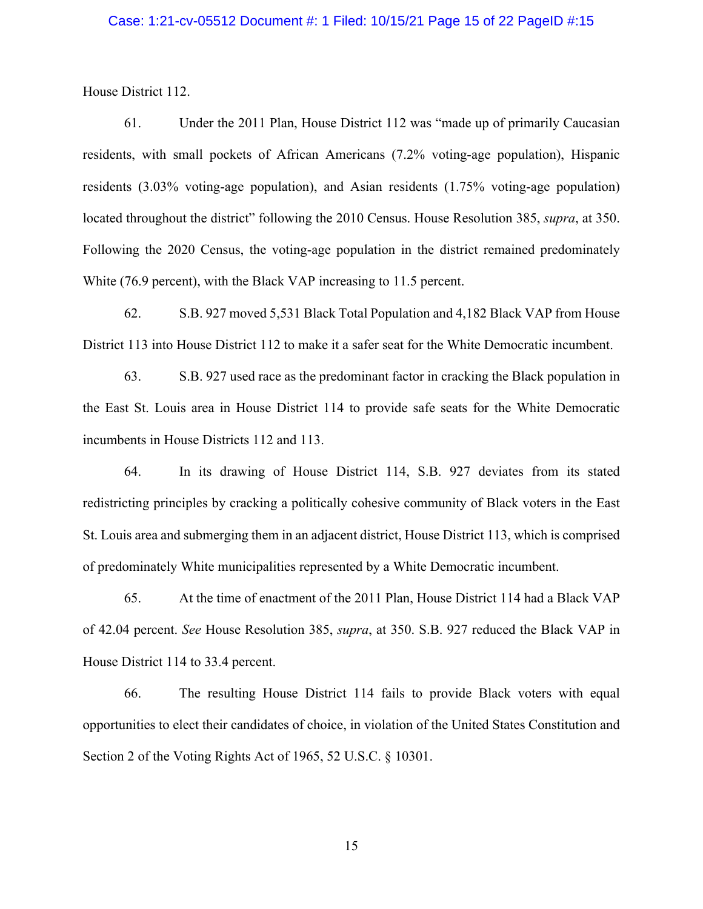House District 112.

61. Under the 2011 Plan, House District 112 was "made up of primarily Caucasian residents, with small pockets of African Americans (7.2% voting-age population), Hispanic residents (3.03% voting-age population), and Asian residents (1.75% voting-age population) located throughout the district" following the 2010 Census. House Resolution 385, *supra*, at 350. Following the 2020 Census, the voting-age population in the district remained predominately White (76.9 percent), with the Black VAP increasing to 11.5 percent.

62. S.B. 927 moved 5,531 Black Total Population and 4,182 Black VAP from House District 113 into House District 112 to make it a safer seat for the White Democratic incumbent.

63. S.B. 927 used race as the predominant factor in cracking the Black population in the East St. Louis area in House District 114 to provide safe seats for the White Democratic incumbents in House Districts 112 and 113.

64. In its drawing of House District 114, S.B. 927 deviates from its stated redistricting principles by cracking a politically cohesive community of Black voters in the East St. Louis area and submerging them in an adjacent district, House District 113, which is comprised of predominately White municipalities represented by a White Democratic incumbent.

65. At the time of enactment of the 2011 Plan, House District 114 had a Black VAP of 42.04 percent. *See* House Resolution 385, *supra*, at 350. S.B. 927 reduced the Black VAP in House District 114 to 33.4 percent.

66. The resulting House District 114 fails to provide Black voters with equal opportunities to elect their candidates of choice, in violation of the United States Constitution and Section 2 of the Voting Rights Act of 1965, 52 U.S.C. § 10301.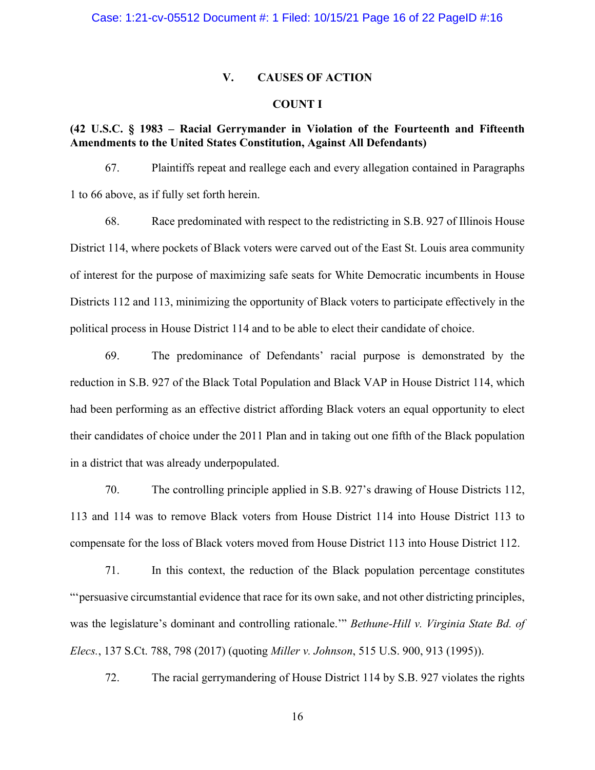## V. CAUSES OF ACTION

### COUNT I

**(42 U.S.C. § 1983 – Racial Gerrymander in Violation of the Fourteenth and Fifteenth Amendments to the United States Constitution, Against All Defendants)**

67. Plaintiffs repeat and reallege each and every allegation contained in Paragraphs 1 to 66 above, as if fully set forth herein.

68. Race predominated with respect to the redistricting in S.B. 927 of Illinois House District 114, where pockets of Black voters were carved out of the East St. Louis area community of interest for the purpose of maximizing safe seats for White Democratic incumbents in House Districts 112 and 113, minimizing the opportunity of Black voters to participate effectively in the political process in House District 114 and to be able to elect their candidate of choice.

69. The predominance of Defendants' racial purpose is demonstrated by the reduction in S.B. 927 of the Black Total Population and Black VAP in House District 114, which had been performing as an effective district affording Black voters an equal opportunity to elect their candidates of choice under the 2011 Plan and in taking out one fifth of the Black population in a district that was already underpopulated.

70. The controlling principle applied in S.B. 927's drawing of House Districts 112, 113 and 114 was to remove Black voters from House District 114 into House District 113 to compensate for the loss of Black voters moved from House District 113 into House District 112.

71. In this context, the reduction of the Black population percentage constitutes "'persuasive circumstantial evidence that race for its own sake, and not other districting principles, was the legislature's dominant and controlling rationale.'" *Bethune-Hill v. Virginia State Bd. of Elecs.*, 137 S.Ct. 788, 798 (2017) (quoting *Miller v. Johnson*, 515 U.S. 900, 913 (1995)).

72. The racial gerrymandering of House District 114 by S.B. 927 violates the rights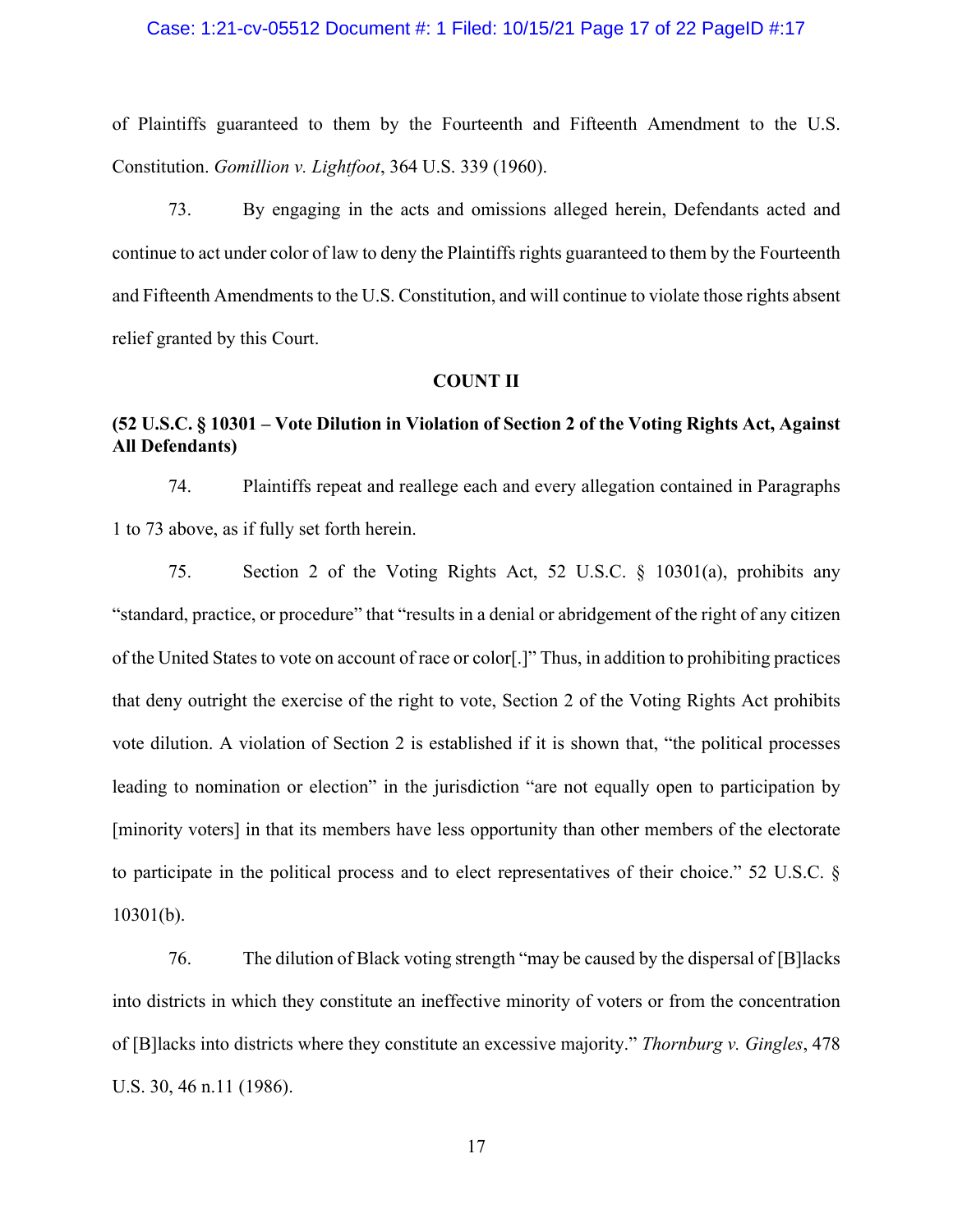of Plaintiffs guaranteed to them by the Fourteenth and Fifteenth Amendment to the U.S. Constitution. *Gomillion v. Lightfoot*, 364 U.S. 339 (1960).

73. By engaging in the acts and omissions alleged herein, Defendants acted and continue to act under color of law to deny the Plaintiffs rights guaranteed to them by the Fourteenth and Fifteenth Amendments to the U.S. Constitution, and will continue to violate those rights absent relief granted by this Court.

## COUNT II

### (52 U.S.C. § 10301 – Vote Dilution in Violation of Section 2 of the Voting Rights Act, Against All Defendants)

74. Plaintiffs repeat and reallege each and every allegation contained in Paragraphs 1 to 73 above, as if fully set forth herein.

75. Section 2 of the Voting Rights Act, 52 U.S.C. § 10301(a), prohibits any "standard, practice, or procedure" that "results in a denial or abridgement of the right of any citizen of the United States to vote on account of race or color[.]" Thus, in addition to prohibiting practices that deny outright the exercise of the right to vote, Section 2 of the Voting Rights Act prohibits vote dilution. A violation of Section 2 is established if it is shown that, "the political processes leading to nomination or election" in the jurisdiction "are not equally open to participation by [minority voters] in that its members have less opportunity than other members of the electorate to participate in the political process and to elect representatives of their choice." 52 U.S.C. § 10301(b).

76. The dilution of Black voting strength "may be caused by the dispersal of [B]lacks into districts in which they constitute an ineffective minority of voters or from the concentration of [B]lacks into districts where they constitute an excessive majority." *Thornburg v. Gingles*, 478 U.S. 30, 46 n.11 (1986).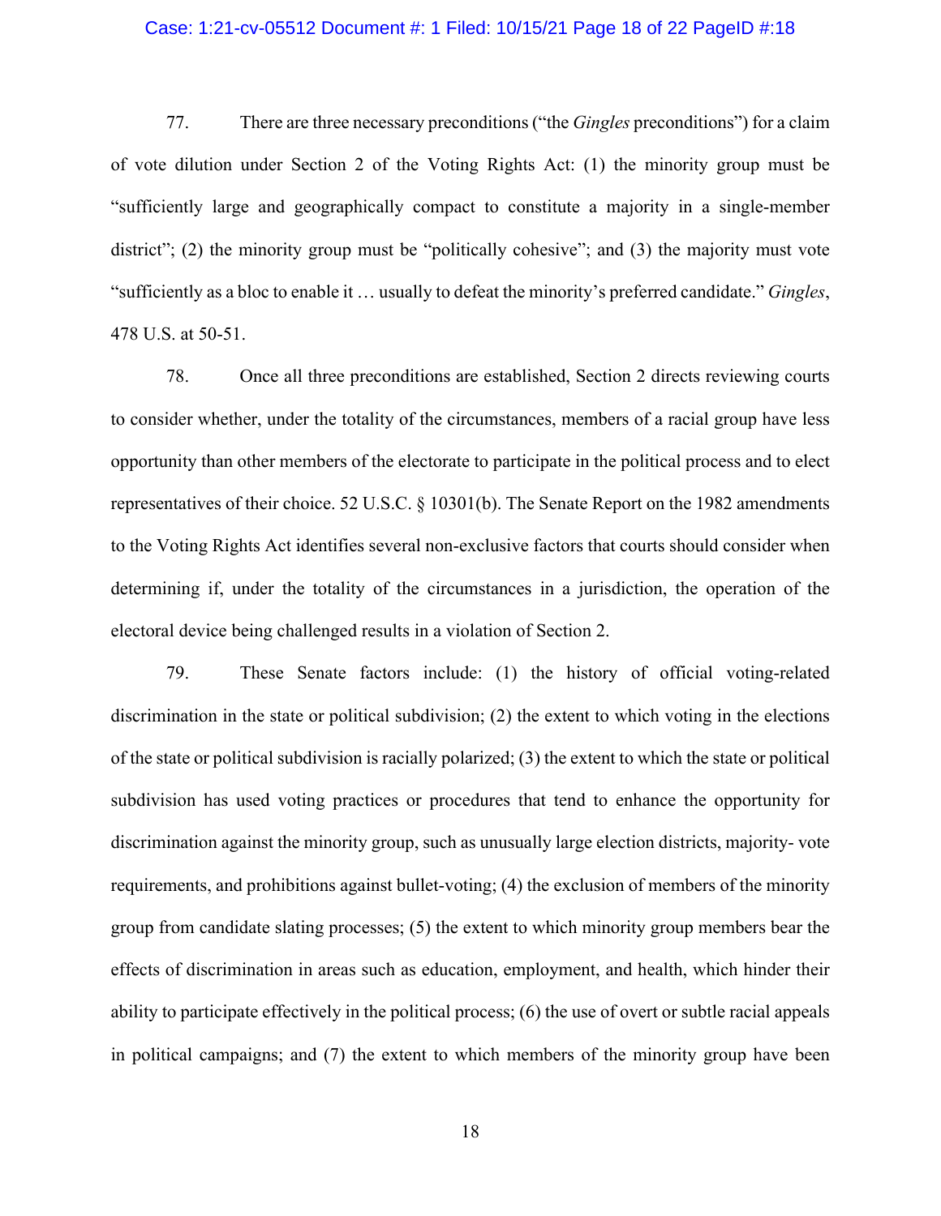77. There are three necessary preconditions ("the *Gingles* preconditions") for a claim of vote dilution under Section 2 of the Voting Rights Act: (1) the minority group must be "sufficiently large and geographically compact to constitute a majority in a single-member district"; (2) the minority group must be "politically cohesive"; and (3) the majority must vote "sufficiently as a bloc to enable it … usually to defeat the minority's preferred candidate." *Gingles*, 478 U.S. at 50-51.

78. Once all three preconditions are established, Section 2 directs reviewing courts to consider whether, under the totality of the circumstances, members of a racial group have less opportunity than other members of the electorate to participate in the political process and to elect representatives of their choice. 52 U.S.C. § 10301(b). The Senate Report on the 1982 amendments to the Voting Rights Act identifies several non-exclusive factors that courts should consider when determining if, under the totality of the circumstances in a jurisdiction, the operation of the electoral device being challenged results in a violation of Section 2.

79. These Senate factors include: (1) the history of official voting-related discrimination in the state or political subdivision; (2) the extent to which voting in the elections of the state or political subdivision is racially polarized; (3) the extent to which the state or political subdivision has used voting practices or procedures that tend to enhance the opportunity for discrimination against the minority group, such as unusually large election districts, majority- vote requirements, and prohibitions against bullet-voting; (4) the exclusion of members of the minority group from candidate slating processes; (5) the extent to which minority group members bear the effects of discrimination in areas such as education, employment, and health, which hinder their ability to participate effectively in the political process; (6) the use of overt or subtle racial appeals in political campaigns; and (7) the extent to which members of the minority group have been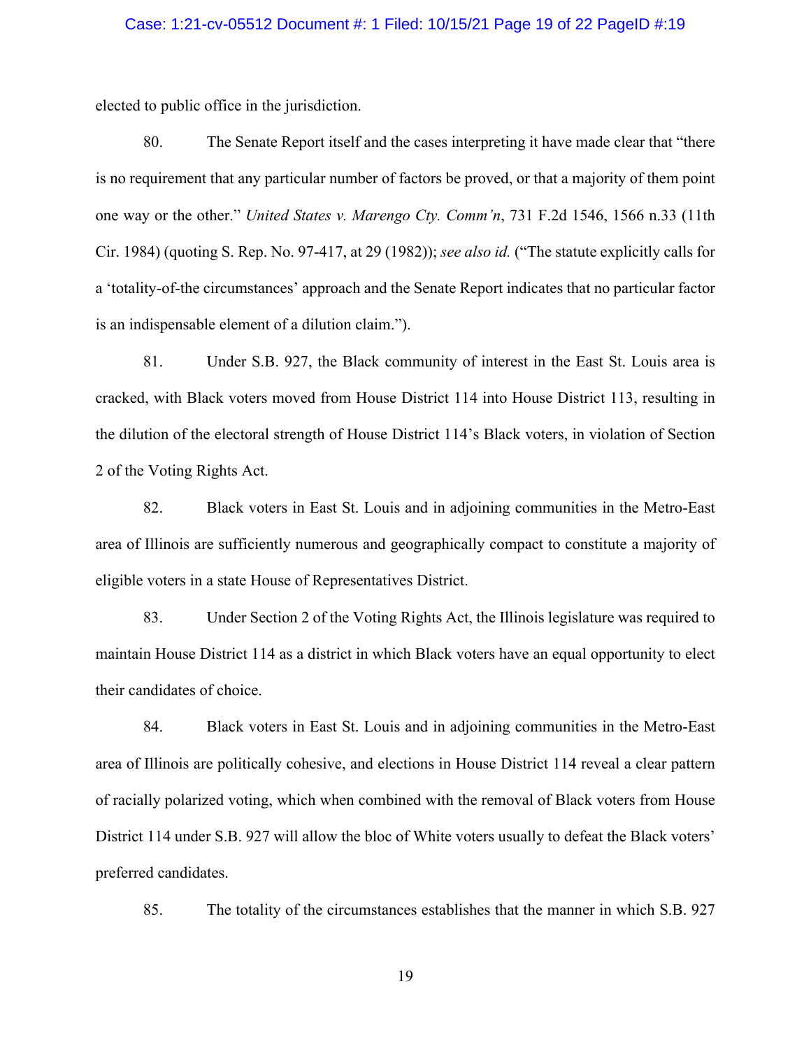elected to public office in the jurisdiction.

80. The Senate Report itself and the cases interpreting it have made clear that "there is no requirement that any particular number of factors be proved, or that a majority of them point one way or the other." *United States v. Marengo Cty. Comm'n*, 731 F.2d 1546, 1566 n.33 (11th Cir. 1984) (quoting S. Rep. No. 97-417, at 29 (1982)); *see also id.* ("The statute explicitly calls for a 'totality-of-the circumstances' approach and the Senate Report indicates that no particular factor is an indispensable element of a dilution claim.").

81. Under S.B. 927, the Black community of interest in the East St. Louis area is cracked, with Black voters moved from House District 114 into House District 113, resulting in the dilution of the electoral strength of House District 114's Black voters, in violation of Section 2 of the Voting Rights Act.

82. Black voters in East St. Louis and in adjoining communities in the Metro-East area of Illinois are sufficiently numerous and geographically compact to constitute a majority of eligible voters in a state House of Representatives District.

83. Under Section 2 of the Voting Rights Act, the Illinois legislature was required to maintain House District 114 as a district in which Black voters have an equal opportunity to elect their candidates of choice.

84. Black voters in East St. Louis and in adjoining communities in the Metro-East area of Illinois are politically cohesive, and elections in House District 114 reveal a clear pattern of racially polarized voting, which when combined with the removal of Black voters from House District 114 under S.B. 927 will allow the bloc of White voters usually to defeat the Black voters' preferred candidates.

85. The totality of the circumstances establishes that the manner in which S.B. 927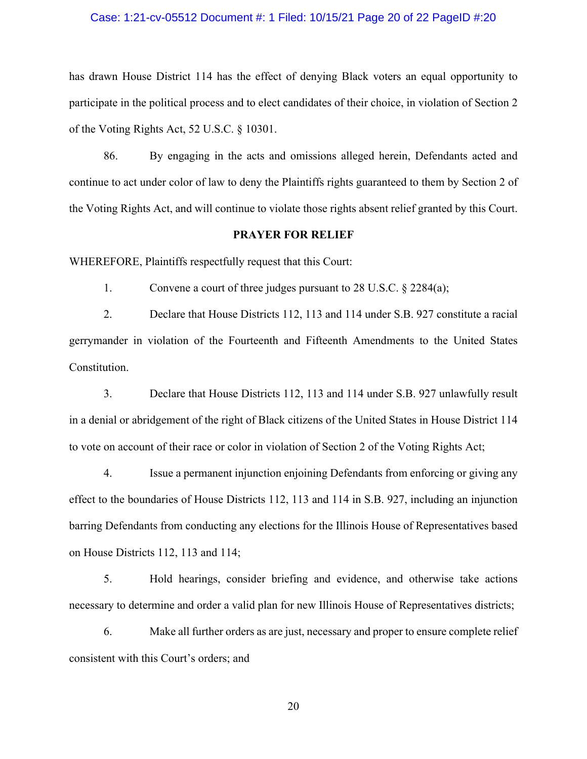has drawn House District 114 has the effect of denying Black voters an equal opportunity to participate in the political process and to elect candidates of their choice, in violation of Section 2 of the Voting Rights Act, 52 U.S.C. § 10301.

86. By engaging in the acts and omissions alleged herein, Defendants acted and continue to act under color of law to deny the Plaintiffs rights guaranteed to them by Section 2 of the Voting Rights Act, and will continue to violate those rights absent relief granted by this Court.

**PRAYER FOR RELIEF**

WHEREFORE, Plaintiffs respectfully request that this Court:

1. Convene a court of three judges pursuant to 28 U.S.C. § 2284(a);

2. Declare that House Districts 112, 113 and 114 under S.B. 927 constitute a racial gerrymander in violation of the Fourteenth and Fifteenth Amendments to the United States Constitution.

3. Declare that House Districts 112, 113 and 114 under S.B. 927 unlawfully result in a denial or abridgement of the right of Black citizens of the United States in House District 114 to vote on account of their race or color in violation of Section 2 of the Voting Rights Act;

4. Issue a permanent injunction enjoining Defendants from enforcing or giving any effect to the boundaries of House Districts 112, 113 and 114 in S.B. 927, including an injunction barring Defendants from conducting any elections for the Illinois House of Representatives based on House Districts 112, 113 and 114;

5. Hold hearings, consider briefing and evidence, and otherwise take actions necessary to determine and order a valid plan for new Illinois House of Representatives districts;

6. Make all further orders as are just, necessary and proper to ensure complete relief consistent with this Court's orders; and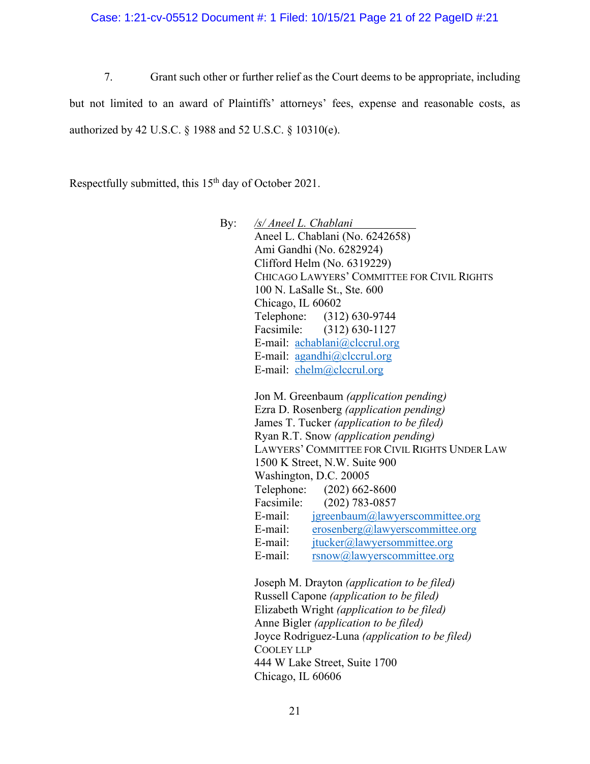7. Grant such other or further relief as the Court deems to be appropriate, including but not limited to an award of Plaintiffs' attorneys' fees, expense and reasonable costs, as authorized by 42 U.S.C. § 1988 and 52 U.S.C. § 10310(e).

Respectfully submitted, this 15th day of October 2021.

By: *<u>/s/ Aneel L. Chablani</u>*
Aneel L. Chablani (No. 6242658)
Ami Gandhi (No. 6282924)
Clifford Helm (No. 6319229)
CHICAGO LAWYERS' COMMITTEE FOR CIVIL RIGHTS
100 N. LaSalle St., Ste. 600
Chicago, IL 60602
Telephone: (312) 630-9744
Facsimile: (312) 630-1127
E-mail: achablani@clccrul.org
E-mail: agandhi@clccrul.org
E-mail: chelm@clccrul.org

Jon M. Greenbaum *(application pending)*
Ezra D. Rosenberg *(application pending)*
James T. Tucker *(application to be filed)*
Ryan R.T. Snow *(application pending)*
LAWYERS' COMMITTEE FOR CIVIL RIGHTS UNDER LAW
1500 K Street, N.W. Suite 900
Washington, D.C. 20005
Telephone: (202) 662-8600
Facsimile: (202) 783-0857
E-mail: jgreenbaum@lawyerscommittee.org
E-mail: erosenberg@lawyerscommittee.org
E-mail: jtucker@lawyersommittee.org
E-mail: rsnow@lawyerscommittee.org

Joseph M. Drayton *(application to be filed)*
Russell Capone *(application to be filed)*
Elizabeth Wright *(application to be filed)*
Anne Bigler *(application to be filed)*
Joyce Rodriguez-Luna *(application to be filed)*
COOLEY LLP
444 W Lake Street, Suite 1700
Chicago, IL 60606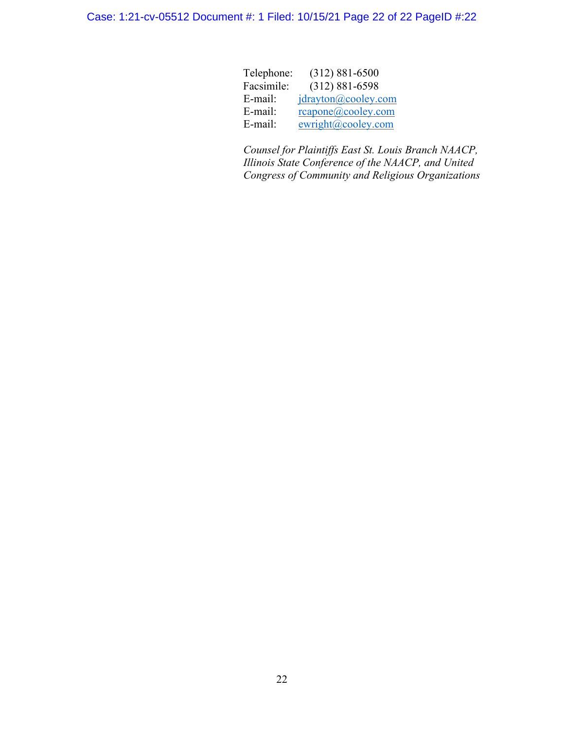Telephone: (312) 881-6500
Facsimile: (312) 881-6598
E-mail: jdrayton@cooley.com
E-mail: rcapone@cooley.com
E-mail: ewright@cooley.com

*Counsel for Plaintiffs East St. Louis Branch NAACP, Illinois State Conference of the NAACP, and United Congress of Community and Religious Organizations*